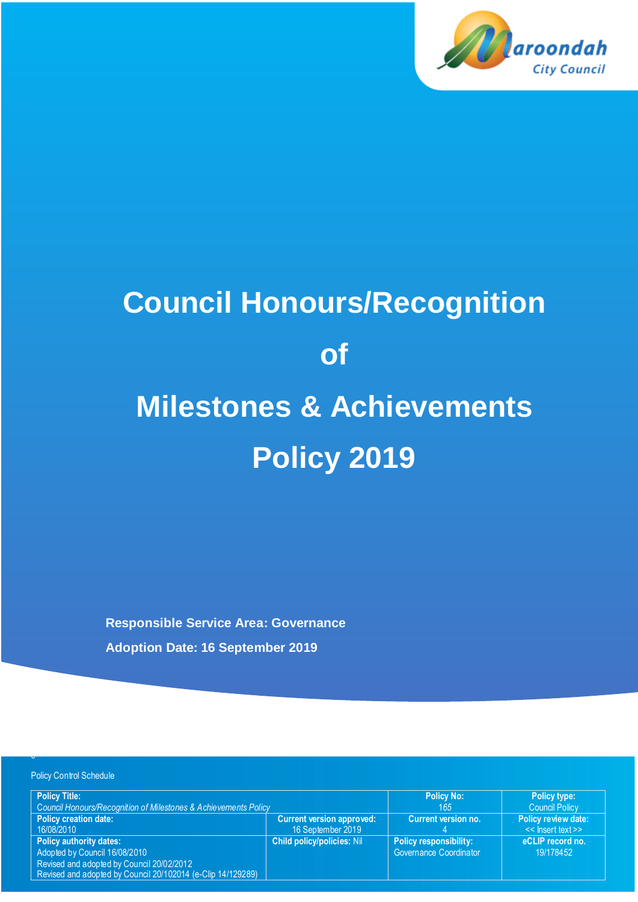# Council Honours/Recognition of Milestones & Achievements Policy 2019

**Responsible Service Area: Governance**

**Adoption Date: 16 September 2019**

Policy Control Schedule

| **Policy Title:**<br>*Council Honours/Recognition of Milestones & Achievements Policy* | | **Policy No:**<br>165 | **Policy type:**<br>Council Policy |
|---|---|---|---|
| **Policy creation date:**<br>16/08/2010 | **Current version approved:**<br>16 September 2019 | **Current version no.**<br>4 | **Policy review date:**<br><< Insert text >> |
| **Policy authority dates:**<br>Adopted by Council 16/08/2010<br>Revised and adopted by Council 20/02/2012<br>Revised and adopted by Council 20/102014 (e-Clip 14/129289) | **Child policy/policies:** Nil | **Policy responsibility:**<br>Governance Coordinator | **eCLIP record no.**<br>19/178452 |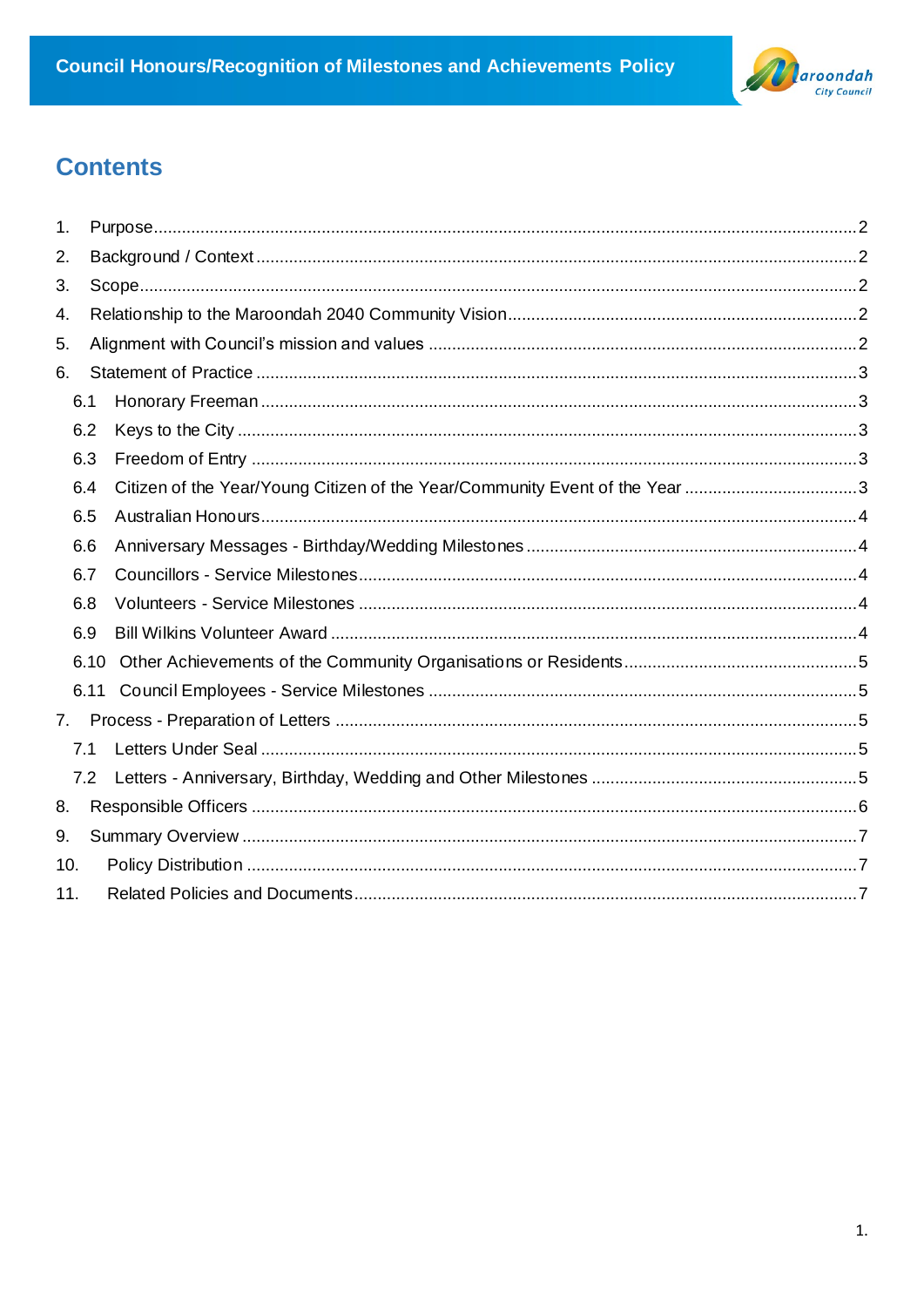## Contents

1. Purpose .......... 2
2. Background / Context .......... 2
3. Scope .......... 2
4. Relationship to the Maroondah 2040 Community Vision .......... 2
5. Alignment with Council's mission and values .......... 2
6. Statement of Practice .......... 3
   - 6.1 Honorary Freeman .......... 3
   - 6.2 Keys to the City .......... 3
   - 6.3 Freedom of Entry .......... 3
   - 6.4 Citizen of the Year/Young Citizen of the Year/Community Event of the Year .......... 3
   - 6.5 Australian Honours .......... 4
   - 6.6 Anniversary Messages - Birthday/Wedding Milestones .......... 4
   - 6.7 Councillors - Service Milestones .......... 4
   - 6.8 Volunteers - Service Milestones .......... 4
   - 6.9 Bill Wilkins Volunteer Award .......... 4
   - 6.10 Other Achievements of the Community Organisations or Residents .......... 5
   - 6.11 Council Employees - Service Milestones .......... 5
7. Process - Preparation of Letters .......... 5
   - 7.1 Letters Under Seal .......... 5
   - 7.2 Letters - Anniversary, Birthday, Wedding and Other Milestones .......... 5
8. Responsible Officers .......... 6
9. Summary Overview .......... 7
10. Policy Distribution .......... 7
11. Related Policies and Documents .......... 7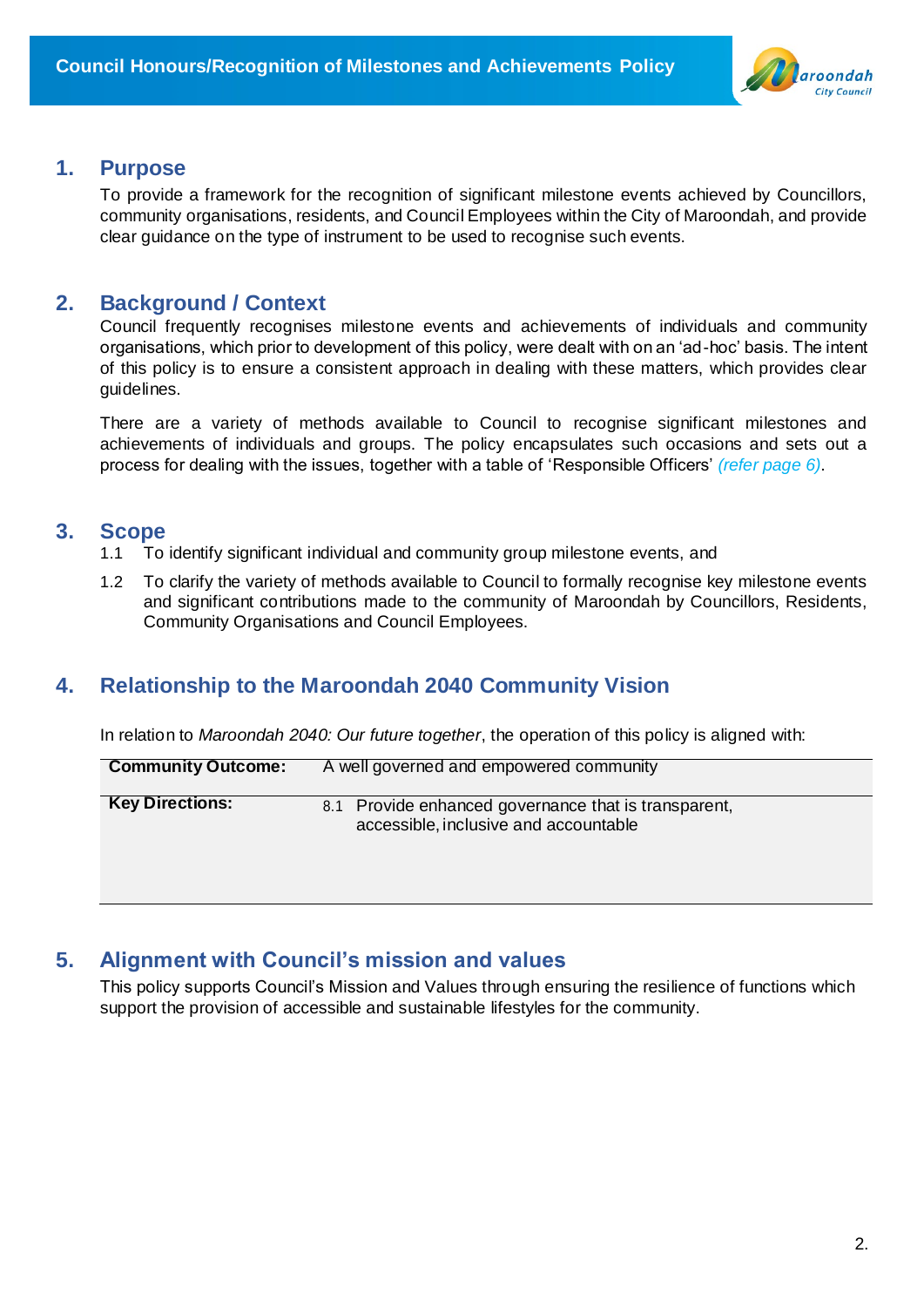## 1. Purpose

To provide a framework for the recognition of significant milestone events achieved by Councillors, community organisations, residents, and Council Employees within the City of Maroondah, and provide clear guidance on the type of instrument to be used to recognise such events.

## 2. Background / Context

Council frequently recognises milestone events and achievements of individuals and community organisations, which prior to development of this policy, were dealt with on an 'ad-hoc' basis. The intent of this policy is to ensure a consistent approach in dealing with these matters, which provides clear guidelines.

There are a variety of methods available to Council to recognise significant milestones and achievements of individuals and groups. The policy encapsulates such occasions and sets out a process for dealing with the issues, together with a table of 'Responsible Officers' *(refer page 6)*.

## 3. Scope

1.1 To identify significant individual and community group milestone events, and

1.2 To clarify the variety of methods available to Council to formally recognise key milestone events and significant contributions made to the community of Maroondah by Councillors, Residents, Community Organisations and Council Employees.

## 4. Relationship to the Maroondah 2040 Community Vision

In relation to *Maroondah 2040: Our future together*, the operation of this policy is aligned with:

| | |
|---|---|
| **Community Outcome:** | A well governed and empowered community |
| **Key Directions:** | 8.1 Provide enhanced governance that is transparent, accessible, inclusive and accountable |

## 5. Alignment with Council's mission and values

This policy supports Council's Mission and Values through ensuring the resilience of functions which support the provision of accessible and sustainable lifestyles for the community.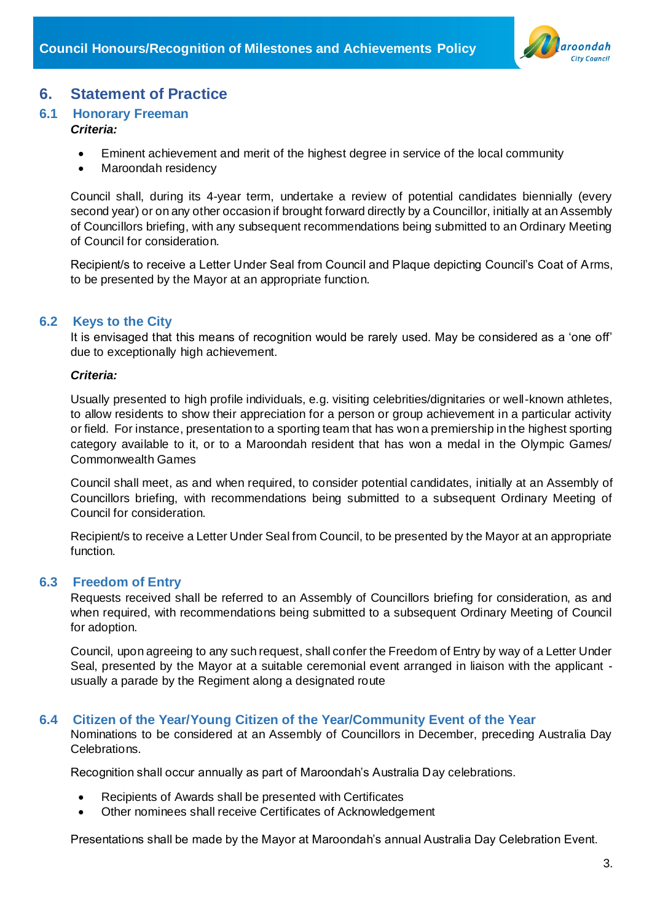## 6. Statement of Practice

### 6.1 Honorary Freeman

***Criteria:***

- Eminent achievement and merit of the highest degree in service of the local community
- Maroondah residency

Council shall, during its 4-year term, undertake a review of potential candidates biennially (every second year) or on any other occasion if brought forward directly by a Councillor, initially at an Assembly of Councillors briefing, with any subsequent recommendations being submitted to an Ordinary Meeting of Council for consideration.

Recipient/s to receive a Letter Under Seal from Council and Plaque depicting Council's Coat of Arms, to be presented by the Mayor at an appropriate function.

### 6.2 Keys to the City

It is envisaged that this means of recognition would be rarely used. May be considered as a 'one off' due to exceptionally high achievement.

***Criteria:***

Usually presented to high profile individuals, e.g. visiting celebrities/dignitaries or well-known athletes, to allow residents to show their appreciation for a person or group achievement in a particular activity or field. For instance, presentation to a sporting team that has won a premiership in the highest sporting category available to it, or to a Maroondah resident that has won a medal in the Olympic Games/ Commonwealth Games

Council shall meet, as and when required, to consider potential candidates, initially at an Assembly of Councillors briefing, with recommendations being submitted to a subsequent Ordinary Meeting of Council for consideration.

Recipient/s to receive a Letter Under Seal from Council, to be presented by the Mayor at an appropriate function.

### 6.3 Freedom of Entry

Requests received shall be referred to an Assembly of Councillors briefing for consideration, as and when required, with recommendations being submitted to a subsequent Ordinary Meeting of Council for adoption.

Council, upon agreeing to any such request, shall confer the Freedom of Entry by way of a Letter Under Seal, presented by the Mayor at a suitable ceremonial event arranged in liaison with the applicant - usually a parade by the Regiment along a designated route

### 6.4 Citizen of the Year/Young Citizen of the Year/Community Event of the Year

Nominations to be considered at an Assembly of Councillors in December, preceding Australia Day Celebrations.

Recognition shall occur annually as part of Maroondah's Australia Day celebrations.

- Recipients of Awards shall be presented with Certificates
- Other nominees shall receive Certificates of Acknowledgement

Presentations shall be made by the Mayor at Maroondah's annual Australia Day Celebration Event.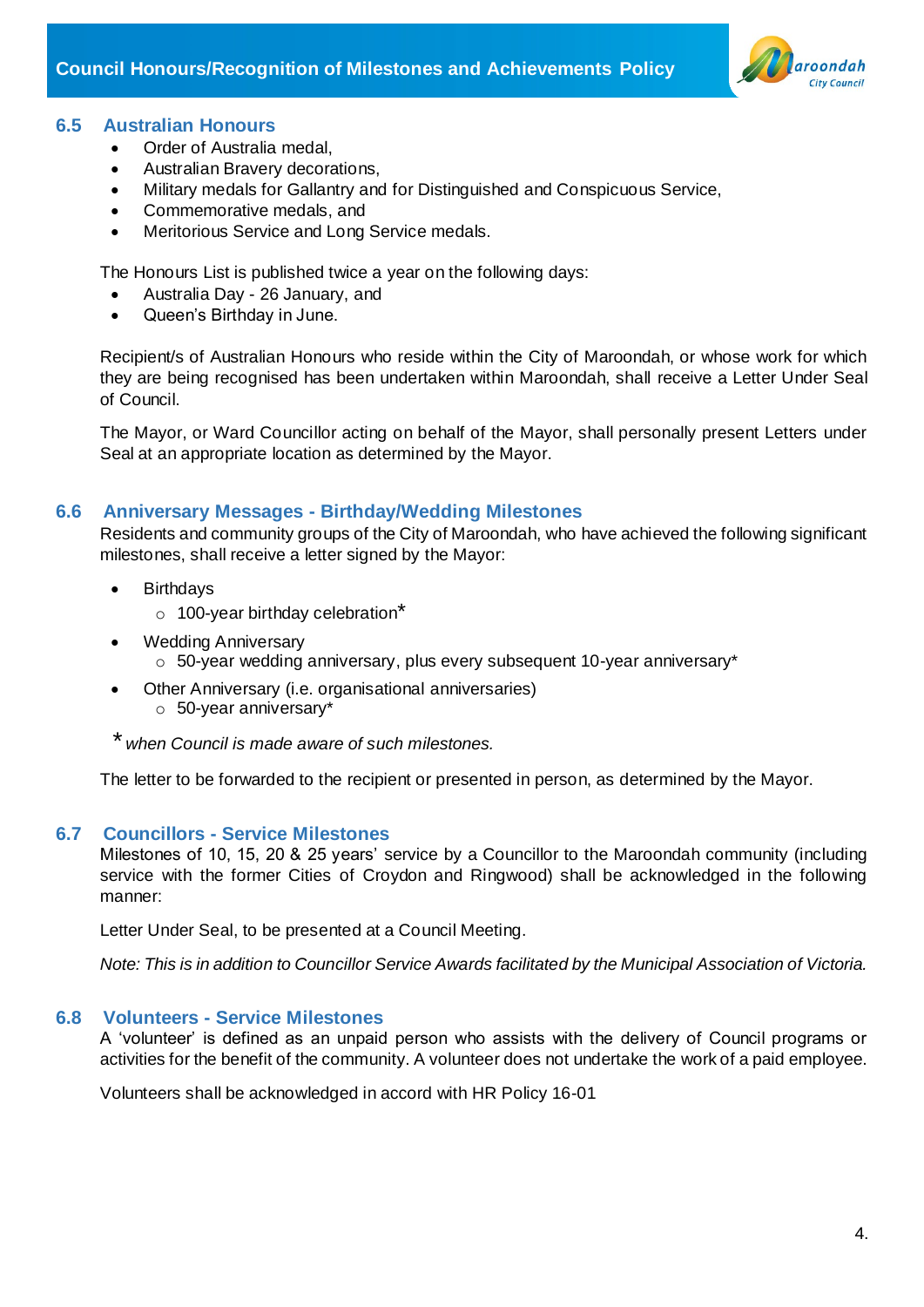### 6.5 Australian Honours

- Order of Australia medal,
- Australian Bravery decorations,
- Military medals for Gallantry and for Distinguished and Conspicuous Service,
- Commemorative medals, and
- Meritorious Service and Long Service medals.

The Honours List is published twice a year on the following days:

- Australia Day - 26 January, and
- Queen's Birthday in June.

Recipient/s of Australian Honours who reside within the City of Maroondah, or whose work for which they are being recognised has been undertaken within Maroondah, shall receive a Letter Under Seal of Council.

The Mayor, or Ward Councillor acting on behalf of the Mayor, shall personally present Letters under Seal at an appropriate location as determined by the Mayor.

### 6.6 Anniversary Messages - Birthday/Wedding Milestones

Residents and community groups of the City of Maroondah, who have achieved the following significant milestones, shall receive a letter signed by the Mayor:

- Birthdays
  - 100-year birthday celebration*
- Wedding Anniversary
  - 50-year wedding anniversary, plus every subsequent 10-year anniversary*
- Other Anniversary (i.e. organisational anniversaries)
  - 50-year anniversary*

\* *when Council is made aware of such milestones.*

The letter to be forwarded to the recipient or presented in person, as determined by the Mayor.

### 6.7 Councillors - Service Milestones

Milestones of 10, 15, 20 & 25 years' service by a Councillor to the Maroondah community (including service with the former Cities of Croydon and Ringwood) shall be acknowledged in the following manner:

Letter Under Seal, to be presented at a Council Meeting.

*Note: This is in addition to Councillor Service Awards facilitated by the Municipal Association of Victoria.*

### 6.8 Volunteers - Service Milestones

A 'volunteer' is defined as an unpaid person who assists with the delivery of Council programs or activities for the benefit of the community. A volunteer does not undertake the work of a paid employee.

Volunteers shall be acknowledged in accord with HR Policy 16-01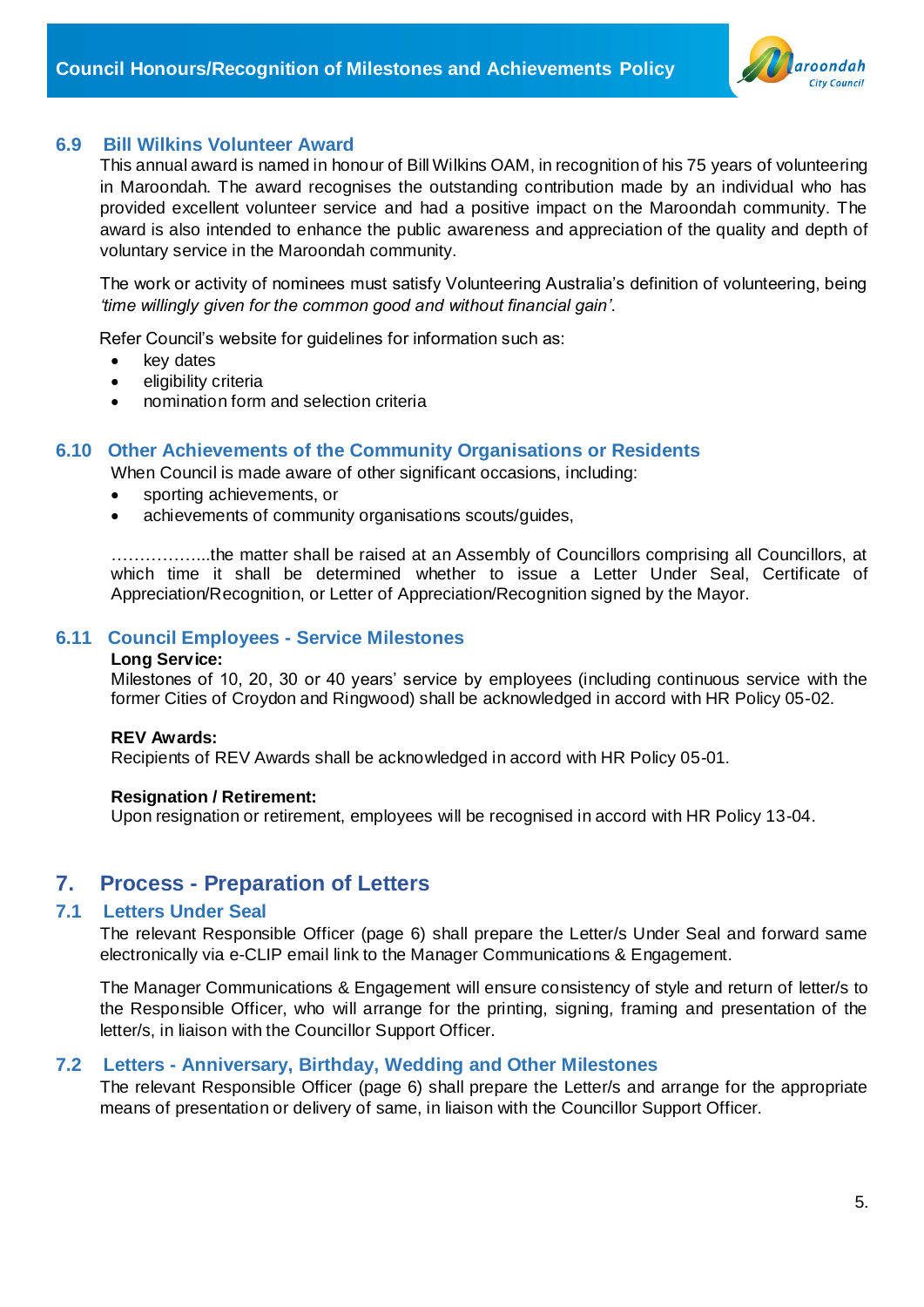### 6.9 Bill Wilkins Volunteer Award

This annual award is named in honour of Bill Wilkins OAM, in recognition of his 75 years of volunteering in Maroondah. The award recognises the outstanding contribution made by an individual who has provided excellent volunteer service and had a positive impact on the Maroondah community. The award is also intended to enhance the public awareness and appreciation of the quality and depth of voluntary service in the Maroondah community.

The work or activity of nominees must satisfy Volunteering Australia's definition of volunteering, being *'time willingly given for the common good and without financial gain'*.

Refer Council's website for guidelines for information such as:

- key dates
- eligibility criteria
- nomination form and selection criteria

### 6.10 Other Achievements of the Community Organisations or Residents

When Council is made aware of other significant occasions, including:

- sporting achievements, or
- achievements of community organisations scouts/guides,

……………...the matter shall be raised at an Assembly of Councillors comprising all Councillors, at which time it shall be determined whether to issue a Letter Under Seal, Certificate of Appreciation/Recognition, or Letter of Appreciation/Recognition signed by the Mayor.

### 6.11 Council Employees - Service Milestones

**Long Service:**
Milestones of 10, 20, 30 or 40 years' service by employees (including continuous service with the former Cities of Croydon and Ringwood) shall be acknowledged in accord with HR Policy 05-02.

**REV Awards:**
Recipients of REV Awards shall be acknowledged in accord with HR Policy 05-01.

**Resignation / Retirement:**
Upon resignation or retirement, employees will be recognised in accord with HR Policy 13-04.

## 7. Process - Preparation of Letters

### 7.1 Letters Under Seal

The relevant Responsible Officer (page 6) shall prepare the Letter/s Under Seal and forward same electronically via e-CLIP email link to the Manager Communications & Engagement.

The Manager Communications & Engagement will ensure consistency of style and return of letter/s to the Responsible Officer, who will arrange for the printing, signing, framing and presentation of the letter/s, in liaison with the Councillor Support Officer.

### 7.2 Letters - Anniversary, Birthday, Wedding and Other Milestones

The relevant Responsible Officer (page 6) shall prepare the Letter/s and arrange for the appropriate means of presentation or delivery of same, in liaison with the Councillor Support Officer.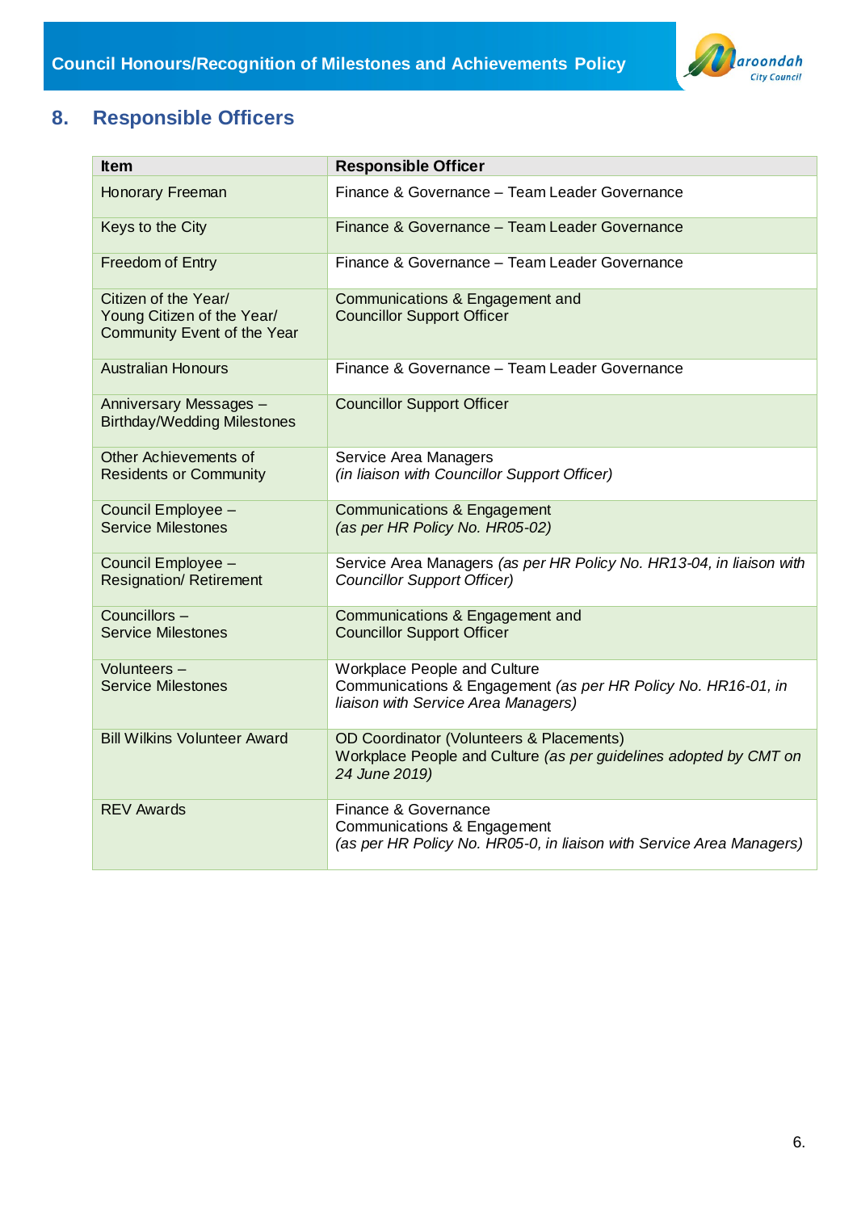## 8. Responsible Officers

| Item | Responsible Officer |
|---|---|
| Honorary Freeman | Finance & Governance – Team Leader Governance |
| Keys to the City | Finance & Governance – Team Leader Governance |
| Freedom of Entry | Finance & Governance – Team Leader Governance |
| Citizen of the Year/ Young Citizen of the Year/ Community Event of the Year | Communications & Engagement and Councillor Support Officer |
| Australian Honours | Finance & Governance – Team Leader Governance |
| Anniversary Messages – Birthday/Wedding Milestones | Councillor Support Officer |
| Other Achievements of Residents or Community | Service Area Managers *(in liaison with Councillor Support Officer)* |
| Council Employee – Service Milestones | Communications & Engagement *(as per HR Policy No. HR05-02)* |
| Council Employee – Resignation/ Retirement | Service Area Managers *(as per HR Policy No. HR13-04, in liaison with Councillor Support Officer)* |
| Councillors – Service Milestones | Communications & Engagement and Councillor Support Officer |
| Volunteers – Service Milestones | Workplace People and Culture Communications & Engagement *(as per HR Policy No. HR16-01, in liaison with Service Area Managers)* |
| Bill Wilkins Volunteer Award | OD Coordinator (Volunteers & Placements) Workplace People and Culture *(as per guidelines adopted by CMT on 24 June 2019)* |
| REV Awards | Finance & Governance Communications & Engagement *(as per HR Policy No. HR05-0, in liaison with Service Area Managers)* |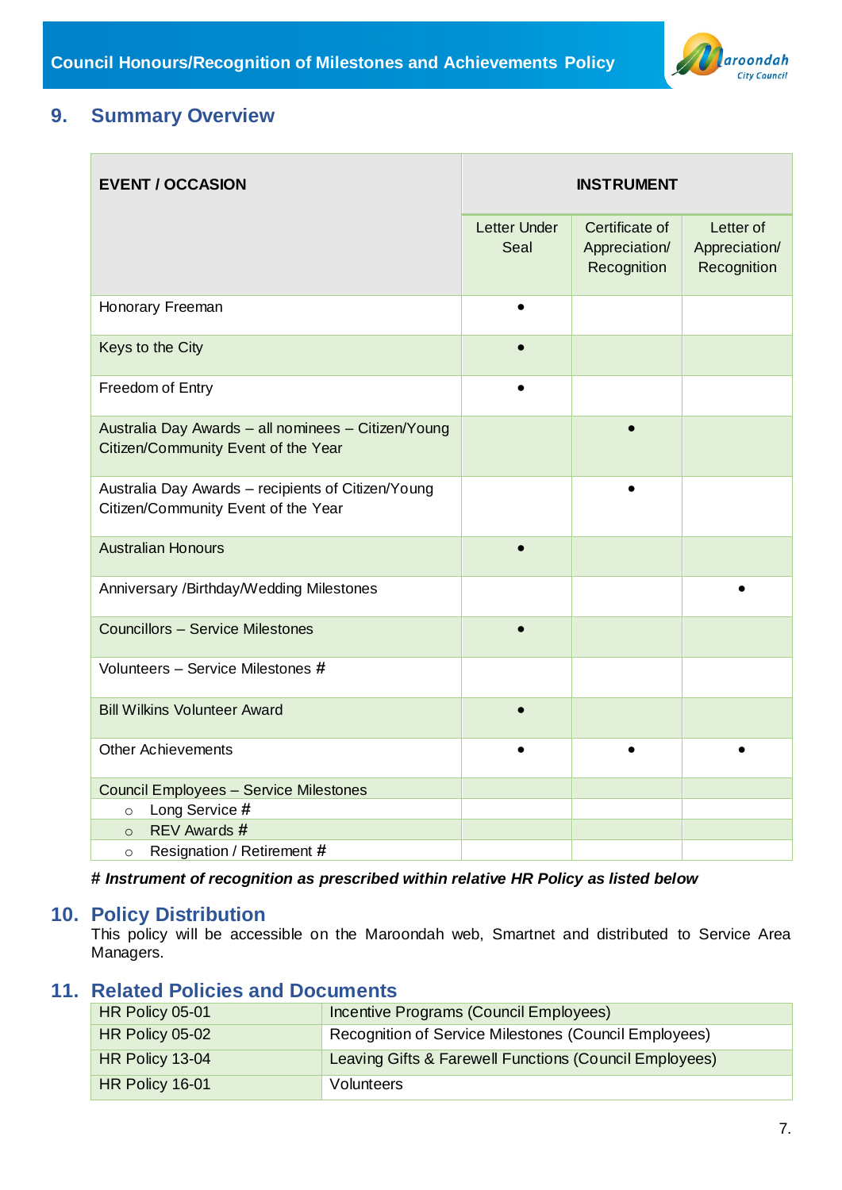## 9. Summary Overview

| EVENT / OCCASION | INSTRUMENT | | |
|---|---|---|---|
| | Letter Under Seal | Certificate of Appreciation/ Recognition | Letter of Appreciation/ Recognition |
| Honorary Freeman | • | | |
| Keys to the City | • | | |
| Freedom of Entry | • | | |
| Australia Day Awards – all nominees – Citizen/Young Citizen/Community Event of the Year | | • | |
| Australia Day Awards – recipients of Citizen/Young Citizen/Community Event of the Year | | • | |
| Australian Honours | • | | |
| Anniversary /Birthday/Wedding Milestones | | | • |
| Councillors – Service Milestones | • | | |
| Volunteers – Service Milestones # | | | |
| Bill Wilkins Volunteer Award | • | | |
| Other Achievements | • | • | • |
| Council Employees – Service Milestones | | | |
| ○ Long Service # | | | |
| ○ REV Awards # | | | |
| ○ Resignation / Retirement # | | | |

***# Instrument of recognition as prescribed within relative HR Policy as listed below***

## 10. Policy Distribution

This policy will be accessible on the Maroondah web, Smartnet and distributed to Service Area Managers.

## 11. Related Policies and Documents

| | |
|---|---|
| HR Policy 05-01 | Incentive Programs (Council Employees) |
| HR Policy 05-02 | Recognition of Service Milestones (Council Employees) |
| HR Policy 13-04 | Leaving Gifts & Farewell Functions (Council Employees) |
| HR Policy 16-01 | Volunteers |